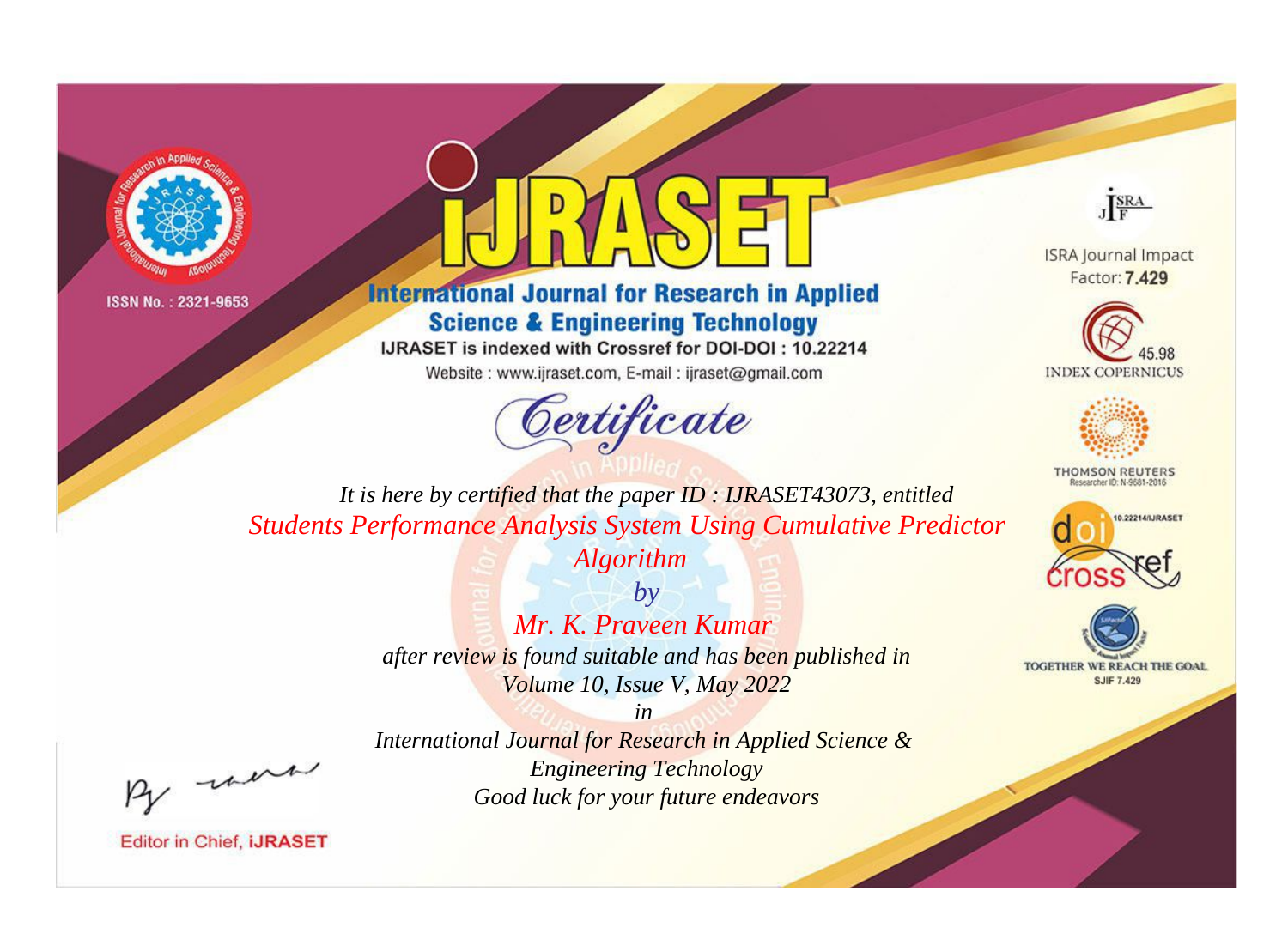ISSN No. : 2321-9653

# iJRASET

## International Journal for Research in Applied Science & Engineering Technology

IJRASET is indexed with Crossref for DOI-DOI : 10.22214

Website : www.ijraset.com, E-mail : ijraset@gmail.com

ISRA Journal Impact Factor: **7.429**

45.98 INDEX COPERNICUS

THOMSON REUTERS Researcher ID: N-9681-2016

10.22214/IJRASET

TOGETHER WE REACH THE GOAL SJIF 7.429

# *Certificate*

*It is here by certified that the paper ID : IJRASET43073, entitled*

*Students Performance Analysis System Using Cumulative Predictor Algorithm*

*by*

*Mr. K. Praveen Kumar*

*after review is found suitable and has been published in*

*Volume 10, Issue V, May 2022*

*in*

*International Journal for Research in Applied Science & Engineering Technology*

*Good luck for your future endeavors*

Editor in Chief, **iJRASET**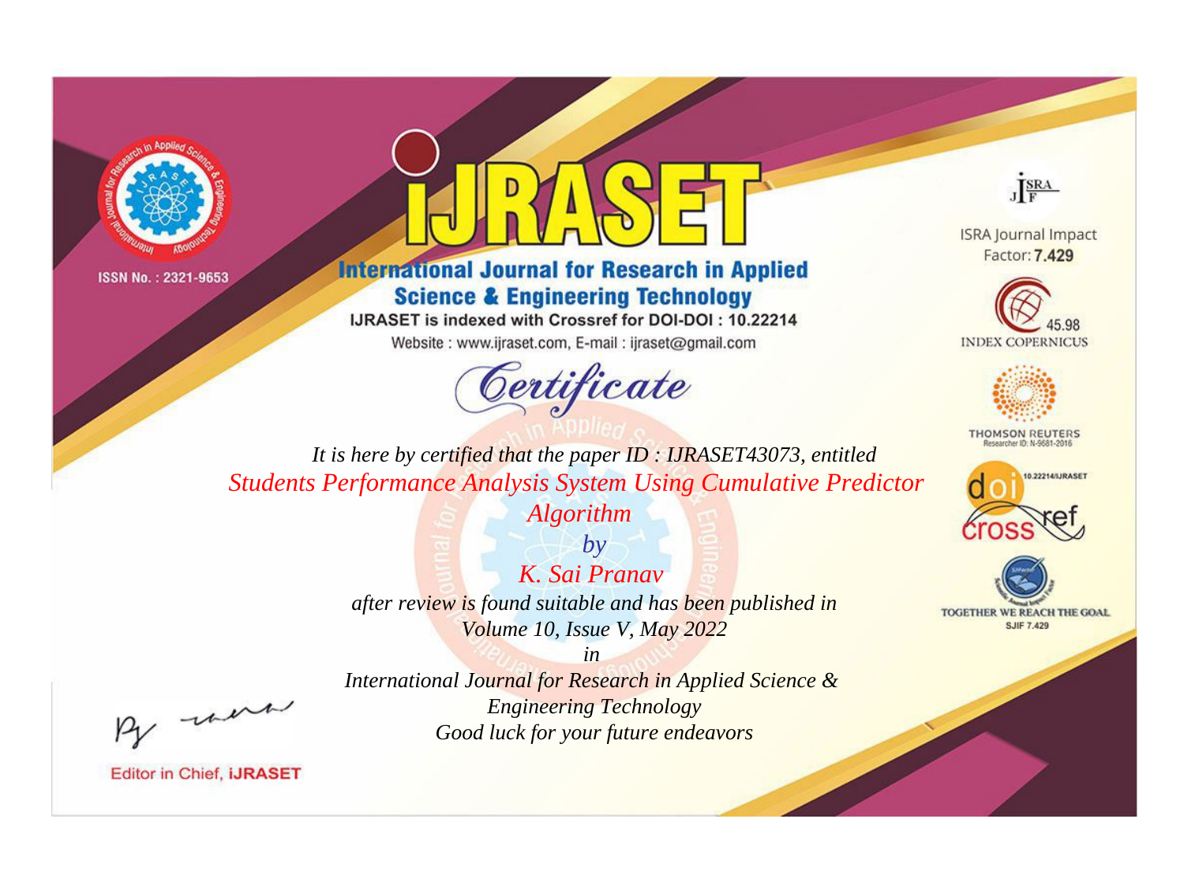ISSN No. : 2321-9653

# iJRASET

## International Journal for Research in Applied Science & Engineering Technology

IJRASET is indexed with Crossref for DOI-DOI : 10.22214

Website : www.ijraset.com, E-mail : ijraset@gmail.com

ISRA Journal Impact Factor: **7.429**

45.98 INDEX COPERNICUS

THOMSON REUTERS Researcher ID: N-9681-2016

10.22214/IJRASET

TOGETHER WE REACH THE GOAL SJIF 7.429

# *Certificate*

*It is here by certified that the paper ID : IJRASET43073, entitled*

*Students Performance Analysis System Using Cumulative Predictor Algorithm*

*by*

*K. Sai Pranav*

*after review is found suitable and has been published in*

*Volume 10, Issue V, May 2022*

*in*

*International Journal for Research in Applied Science & Engineering Technology*

*Good luck for your future endeavors*

Editor in Chief, **iJRASET**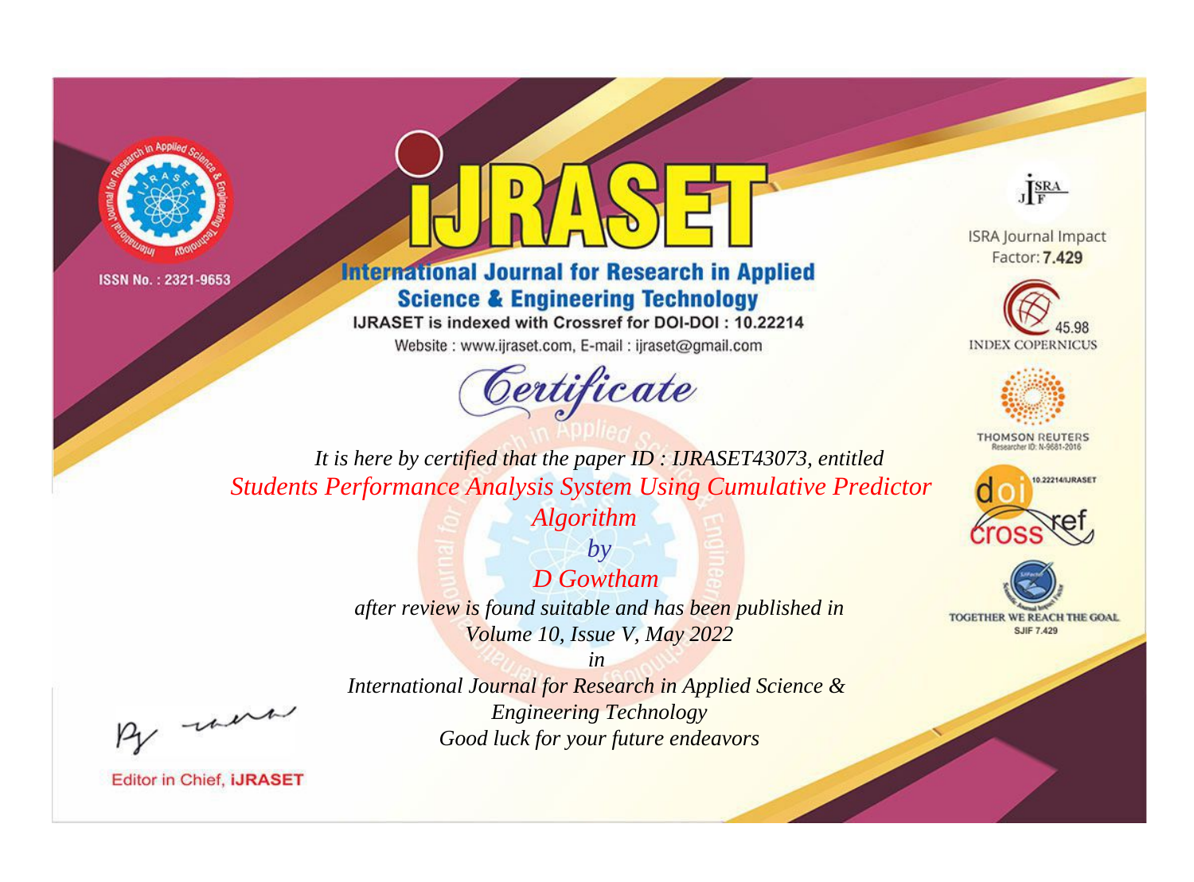ISSN No. : 2321-9653

# iJRASET

## International Journal for Research in Applied Science & Engineering Technology

IJRASET is indexed with Crossref for DOI-DOI : 10.22214

Website : www.ijraset.com, E-mail : ijraset@gmail.com

ISRA Journal Impact Factor: **7.429**

45.98 INDEX COPERNICUS

THOMSON REUTERS Researcher ID: N-9681-2016

10.22214/IJRASET

TOGETHER WE REACH THE GOAL SJIF 7.429

*Certificate*

*It is here by certified that the paper ID : IJRASET43073, entitled*

*Students Performance Analysis System Using Cumulative Predictor Algorithm*

*by*

*D Gowtham*

*after review is found suitable and has been published in*

*Volume 10, Issue V, May 2022*

*in*

*International Journal for Research in Applied Science & Engineering Technology*

*Good luck for your future endeavors*

Editor in Chief, **iJRASET**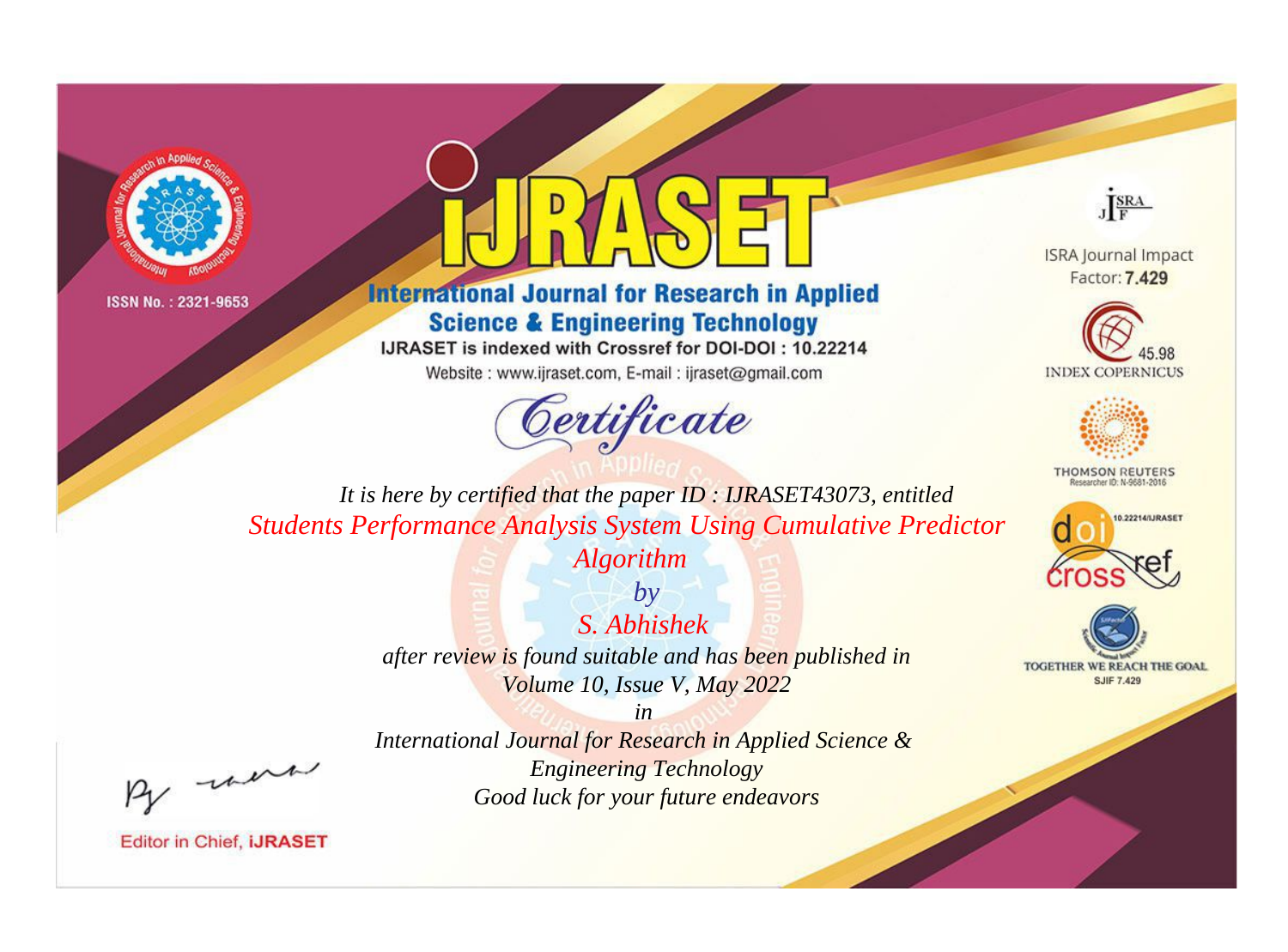ISSN No. : 2321-9653

# IJRASET

## International Journal for Research in Applied Science & Engineering Technology

IJRASET is indexed with Crossref for DOI-DOI : 10.22214

Website : www.ijraset.com, E-mail : ijraset@gmail.com

*Certificate*

*It is here by certified that the paper ID : IJRASET43073, entitled*

*Students Performance Analysis System Using Cumulative Predictor Algorithm*

*by*

*S. Abhishek*

*after review is found suitable and has been published in*

*Volume 10, Issue V, May 2022*

*in*

*International Journal for Research in Applied Science & Engineering Technology*

*Good luck for your future endeavors*

ISRA Journal Impact Factor: **7.429**

45.98 INDEX COPERNICUS

THOMSON REUTERS Researcher ID: N-9681-2016

10.22214/IJRASET

TOGETHER WE REACH THE GOAL SJIF 7.429

Editor in Chief, **iJRASET**